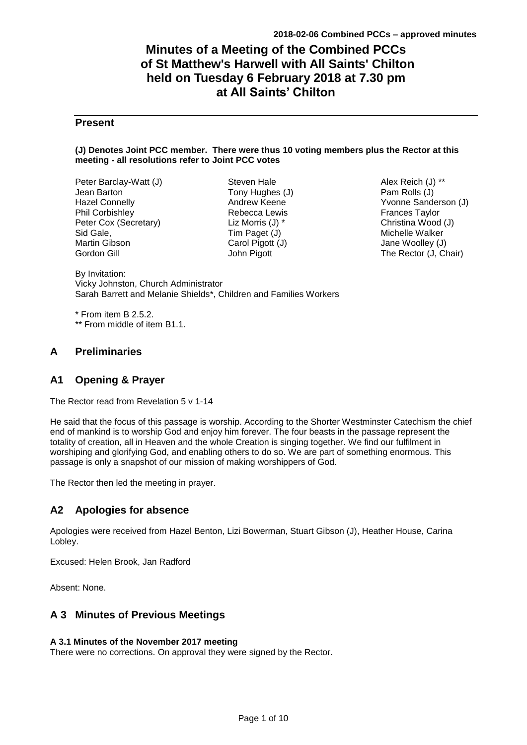# Minutes of a Meeting of the Combined PCCs of St Matthew's Harwell with All Saints' Chilton held on Tuesday 6 February 2018 at 7.30 pm at All Saints' Chilton

## Present

**(J) Denotes Joint PCC member. There were thus 10 voting members plus the Rector at this meeting - all resolutions refer to Joint PCC votes**

Peter Barclay-Watt (J)
Jean Barton
Hazel Connelly
Phil Corbishley
Peter Cox (Secretary)
Sid Gale,
Martin Gibson
Gordon Gill
Steven Hale
Tony Hughes (J)
Andrew Keene
Rebecca Lewis
Liz Morris (J) *
Tim Paget (J)
Carol Pigott (J)
John Pigott
Alex Reich (J) **
Pam Rolls (J)
Yvonne Sanderson (J)
Frances Taylor
Christina Wood (J)
Michelle Walker
Jane Woolley (J)
The Rector (J, Chair)

By Invitation:
Vicky Johnston, Church Administrator
Sarah Barrett and Melanie Shields*, Children and Families Workers

\* From item B 2.5.2.
\** From middle of item B1.1.

## A Preliminaries

## A1 Opening & Prayer

The Rector read from Revelation 5 v 1-14

He said that the focus of this passage is worship. According to the Shorter Westminster Catechism the chief end of mankind is to worship God and enjoy him forever. The four beasts in the passage represent the totality of creation, all in Heaven and the whole Creation is singing together. We find our fulfilment in worshiping and glorifying God, and enabling others to do so. We are part of something enormous. This passage is only a snapshot of our mission of making worshippers of God.

The Rector then led the meeting in prayer.

## A2 Apologies for absence

Apologies were received from Hazel Benton, Lizi Bowerman, Stuart Gibson (J), Heather House, Carina Lobley.

Excused: Helen Brook, Jan Radford

Absent: None.

## A 3 Minutes of Previous Meetings

**A 3.1 Minutes of the November 2017 meeting**

There were no corrections. On approval they were signed by the Rector.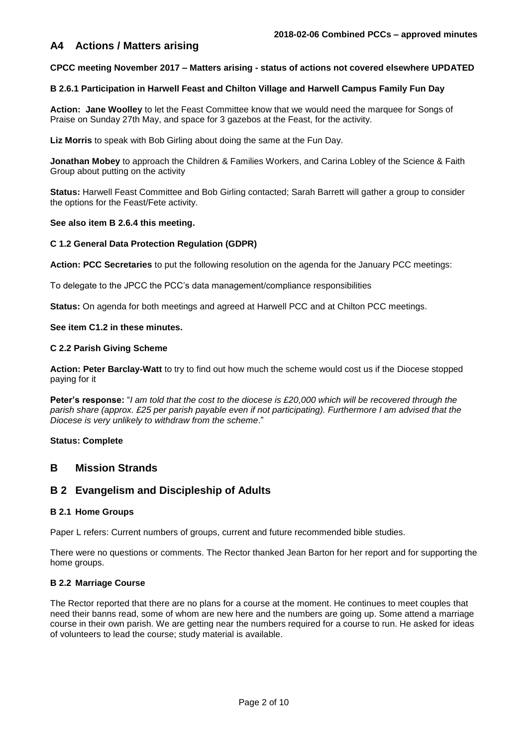## A4 Actions / Matters arising

**CPCC meeting November 2017 – Matters arising - status of actions not covered elsewhere UPDATED**

**B 2.6.1 Participation in Harwell Feast and Chilton Village and Harwell Campus Family Fun Day**

**Action: Jane Woolley** to let the Feast Committee know that we would need the marquee for Songs of Praise on Sunday 27th May, and space for 3 gazebos at the Feast, for the activity.

**Liz Morris** to speak with Bob Girling about doing the same at the Fun Day.

**Jonathan Mobey** to approach the Children & Families Workers, and Carina Lobley of the Science & Faith Group about putting on the activity

**Status:** Harwell Feast Committee and Bob Girling contacted; Sarah Barrett will gather a group to consider the options for the Feast/Fete activity.

**See also item B 2.6.4 this meeting.**

**C 1.2 General Data Protection Regulation (GDPR)**

**Action: PCC Secretaries** to put the following resolution on the agenda for the January PCC meetings:

To delegate to the JPCC the PCC's data management/compliance responsibilities

**Status:** On agenda for both meetings and agreed at Harwell PCC and at Chilton PCC meetings.

**See item C1.2 in these minutes.**

**C 2.2 Parish Giving Scheme**

**Action: Peter Barclay-Watt** to try to find out how much the scheme would cost us if the Diocese stopped paying for it

**Peter's response:** "*I am told that the cost to the diocese is £20,000 which will be recovered through the parish share (approx. £25 per parish payable even if not participating). Furthermore I am advised that the Diocese is very unlikely to withdraw from the scheme*."

**Status: Complete**

# B Mission Strands

## B 2 Evangelism and Discipleship of Adults

### B 2.1 Home Groups

Paper L refers: Current numbers of groups, current and future recommended bible studies.

There were no questions or comments. The Rector thanked Jean Barton for her report and for supporting the home groups.

### B 2.2 Marriage Course

The Rector reported that there are no plans for a course at the moment. He continues to meet couples that need their banns read, some of whom are new here and the numbers are going up. Some attend a marriage course in their own parish. We are getting near the numbers required for a course to run. He asked for ideas of volunteers to lead the course; study material is available.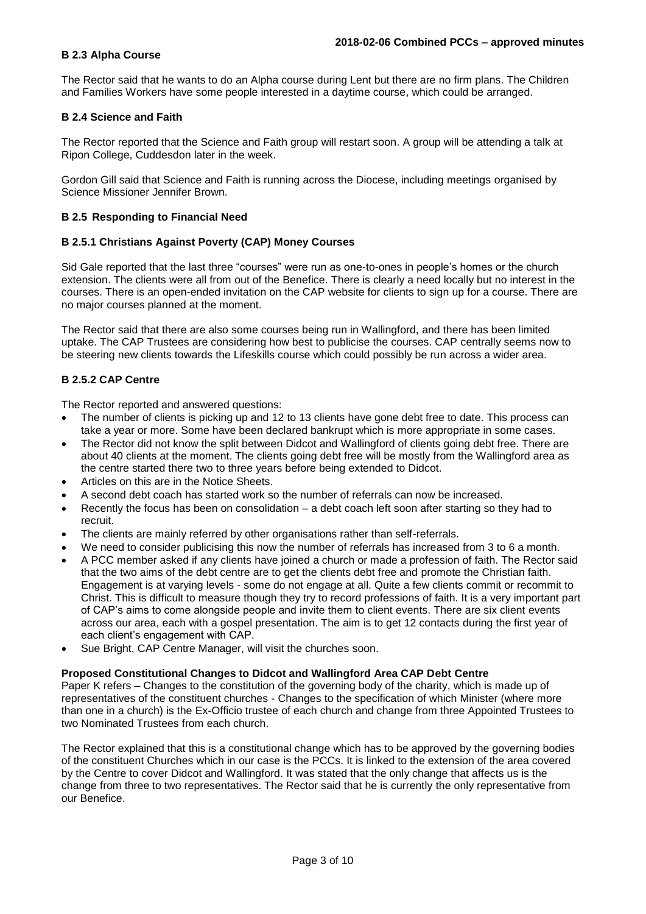### B 2.3 Alpha Course

The Rector said that he wants to do an Alpha course during Lent but there are no firm plans. The Children and Families Workers have some people interested in a daytime course, which could be arranged.

### B 2.4 Science and Faith

The Rector reported that the Science and Faith group will restart soon. A group will be attending a talk at Ripon College, Cuddesdon later in the week.

Gordon Gill said that Science and Faith is running across the Diocese, including meetings organised by Science Missioner Jennifer Brown.

### B 2.5 Responding to Financial Need

### B 2.5.1 Christians Against Poverty (CAP) Money Courses

Sid Gale reported that the last three "courses" were run as one-to-ones in people's homes or the church extension. The clients were all from out of the Benefice. There is clearly a need locally but no interest in the courses. There is an open-ended invitation on the CAP website for clients to sign up for a course. There are no major courses planned at the moment.

The Rector said that there are also some courses being run in Wallingford, and there has been limited uptake. The CAP Trustees are considering how best to publicise the courses. CAP centrally seems now to be steering new clients towards the Lifeskills course which could possibly be run across a wider area.

### B 2.5.2 CAP Centre

The Rector reported and answered questions:

- The number of clients is picking up and 12 to 13 clients have gone debt free to date. This process can take a year or more. Some have been declared bankrupt which is more appropriate in some cases.
- The Rector did not know the split between Didcot and Wallingford of clients going debt free. There are about 40 clients at the moment. The clients going debt free will be mostly from the Wallingford area as the centre started there two to three years before being extended to Didcot.
- Articles on this are in the Notice Sheets.
- A second debt coach has started work so the number of referrals can now be increased.
- Recently the focus has been on consolidation – a debt coach left soon after starting so they had to recruit.
- The clients are mainly referred by other organisations rather than self-referrals.
- We need to consider publicising this now the number of referrals has increased from 3 to 6 a month.
- A PCC member asked if any clients have joined a church or made a profession of faith. The Rector said that the two aims of the debt centre are to get the clients debt free and promote the Christian faith. Engagement is at varying levels - some do not engage at all. Quite a few clients commit or recommit to Christ. This is difficult to measure though they try to record professions of faith. It is a very important part of CAP's aims to come alongside people and invite them to client events. There are six client events across our area, each with a gospel presentation. The aim is to get 12 contacts during the first year of each client's engagement with CAP.
- Sue Bright, CAP Centre Manager, will visit the churches soon.

**Proposed Constitutional Changes to Didcot and Wallingford Area CAP Debt Centre**

Paper K refers – Changes to the constitution of the governing body of the charity, which is made up of representatives of the constituent churches - Changes to the specification of which Minister (where more than one in a church) is the Ex-Officio trustee of each church and change from three Appointed Trustees to two Nominated Trustees from each church.

The Rector explained that this is a constitutional change which has to be approved by the governing bodies of the constituent Churches which in our case is the PCCs. It is linked to the extension of the area covered by the Centre to cover Didcot and Wallingford. It was stated that the only change that affects us is the change from three to two representatives. The Rector said that he is currently the only representative from our Benefice.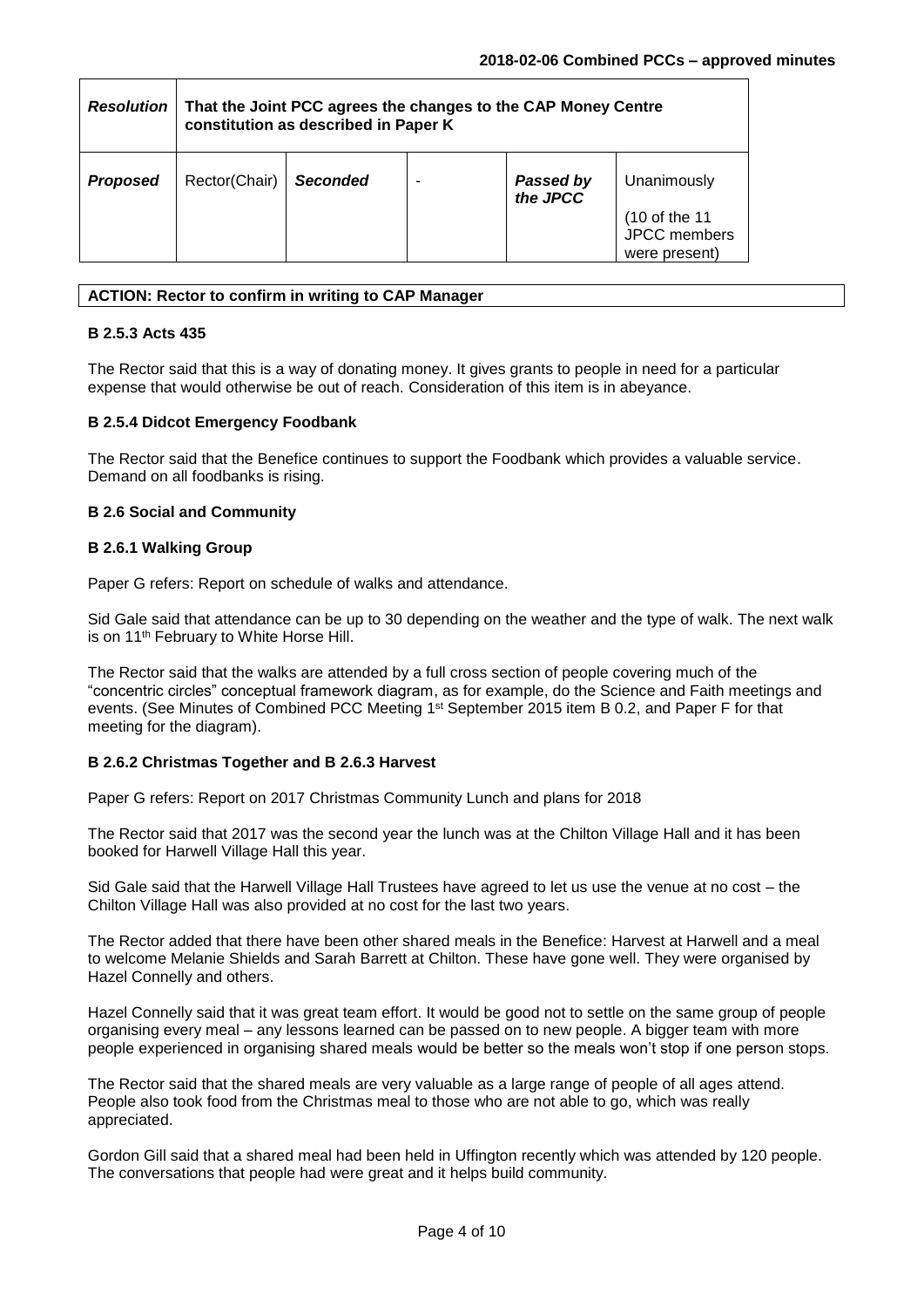| *Resolution* | **That the Joint PCC agrees the changes to the CAP Money Centre constitution as described in Paper K** | | | | |
|---|---|---|---|---|---|
| ***Proposed*** | Rector(Chair) | ***Seconded*** | - | ***Passed by the JPCC*** | Unanimously (10 of the 11 JPCC members were present) |

| **ACTION: Rector to confirm in writing to CAP Manager** |
|---|

**B 2.5.3 Acts 435**

The Rector said that this is a way of donating money. It gives grants to people in need for a particular expense that would otherwise be out of reach. Consideration of this item is in abeyance.

**B 2.5.4 Didcot Emergency Foodbank**

The Rector said that the Benefice continues to support the Foodbank which provides a valuable service. Demand on all foodbanks is rising.

**B 2.6 Social and Community**

**B 2.6.1 Walking Group**

Paper G refers: Report on schedule of walks and attendance.

Sid Gale said that attendance can be up to 30 depending on the weather and the type of walk. The next walk is on 11th February to White Horse Hill.

The Rector said that the walks are attended by a full cross section of people covering much of the "concentric circles" conceptual framework diagram, as for example, do the Science and Faith meetings and events. (See Minutes of Combined PCC Meeting 1st September 2015 item B 0.2, and Paper F for that meeting for the diagram).

**B 2.6.2 Christmas Together and B 2.6.3 Harvest**

Paper G refers: Report on 2017 Christmas Community Lunch and plans for 2018

The Rector said that 2017 was the second year the lunch was at the Chilton Village Hall and it has been booked for Harwell Village Hall this year.

Sid Gale said that the Harwell Village Hall Trustees have agreed to let us use the venue at no cost – the Chilton Village Hall was also provided at no cost for the last two years.

The Rector added that there have been other shared meals in the Benefice: Harvest at Harwell and a meal to welcome Melanie Shields and Sarah Barrett at Chilton. These have gone well. They were organised by Hazel Connelly and others.

Hazel Connelly said that it was great team effort. It would be good not to settle on the same group of people organising every meal – any lessons learned can be passed on to new people. A bigger team with more people experienced in organising shared meals would be better so the meals won't stop if one person stops.

The Rector said that the shared meals are very valuable as a large range of people of all ages attend. People also took food from the Christmas meal to those who are not able to go, which was really appreciated.

Gordon Gill said that a shared meal had been held in Uffington recently which was attended by 120 people. The conversations that people had were great and it helps build community.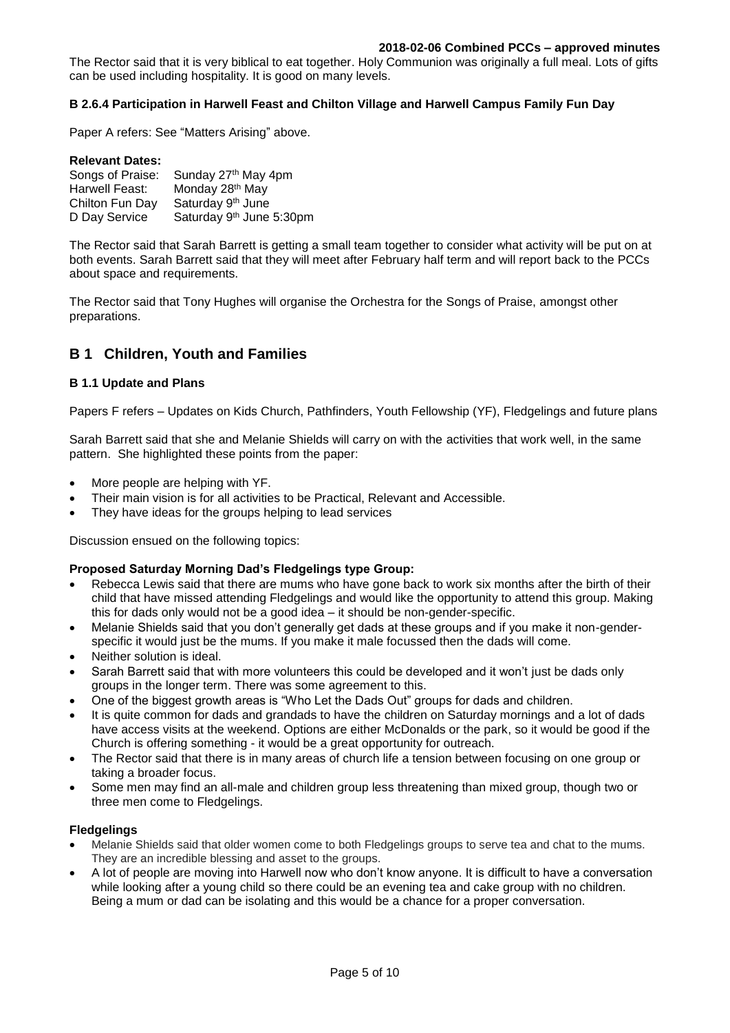The Rector said that it is very biblical to eat together. Holy Communion was originally a full meal. Lots of gifts can be used including hospitality. It is good on many levels.

### B 2.6.4 Participation in Harwell Feast and Chilton Village and Harwell Campus Family Fun Day

Paper A refers: See "Matters Arising" above.

**Relevant Dates:**

| | |
|---|---|
| Songs of Praise: | Sunday 27th May 4pm |
| Harwell Feast: | Monday 28th May |
| Chilton Fun Day | Saturday 9th June |
| D Day Service | Saturday 9th June 5:30pm |

The Rector said that Sarah Barrett is getting a small team together to consider what activity will be put on at both events. Sarah Barrett said that they will meet after February half term and will report back to the PCCs about space and requirements.

The Rector said that Tony Hughes will organise the Orchestra for the Songs of Praise, amongst other preparations.

## B 1 Children, Youth and Families

### B 1.1 Update and Plans

Papers F refers – Updates on Kids Church, Pathfinders, Youth Fellowship (YF), Fledgelings and future plans

Sarah Barrett said that she and Melanie Shields will carry on with the activities that work well, in the same pattern. She highlighted these points from the paper:

- More people are helping with YF.
- Their main vision is for all activities to be Practical, Relevant and Accessible.
- They have ideas for the groups helping to lead services

Discussion ensued on the following topics:

**Proposed Saturday Morning Dad's Fledgelings type Group:**

- Rebecca Lewis said that there are mums who have gone back to work six months after the birth of their child that have missed attending Fledgelings and would like the opportunity to attend this group. Making this for dads only would not be a good idea – it should be non-gender-specific.
- Melanie Shields said that you don't generally get dads at these groups and if you make it non-gender-specific it would just be the mums. If you make it male focussed then the dads will come.
- Neither solution is ideal.
- Sarah Barrett said that with more volunteers this could be developed and it won't just be dads only groups in the longer term. There was some agreement to this.
- One of the biggest growth areas is "Who Let the Dads Out" groups for dads and children.
- It is quite common for dads and grandads to have the children on Saturday mornings and a lot of dads have access visits at the weekend. Options are either McDonalds or the park, so it would be good if the Church is offering something - it would be a great opportunity for outreach.
- The Rector said that there is in many areas of church life a tension between focusing on one group or taking a broader focus.
- Some men may find an all-male and children group less threatening than mixed group, though two or three men come to Fledgelings.

**Fledgelings**

- Melanie Shields said that older women come to both Fledgelings groups to serve tea and chat to the mums. They are an incredible blessing and asset to the groups.
- A lot of people are moving into Harwell now who don't know anyone. It is difficult to have a conversation while looking after a young child so there could be an evening tea and cake group with no children. Being a mum or dad can be isolating and this would be a chance for a proper conversation.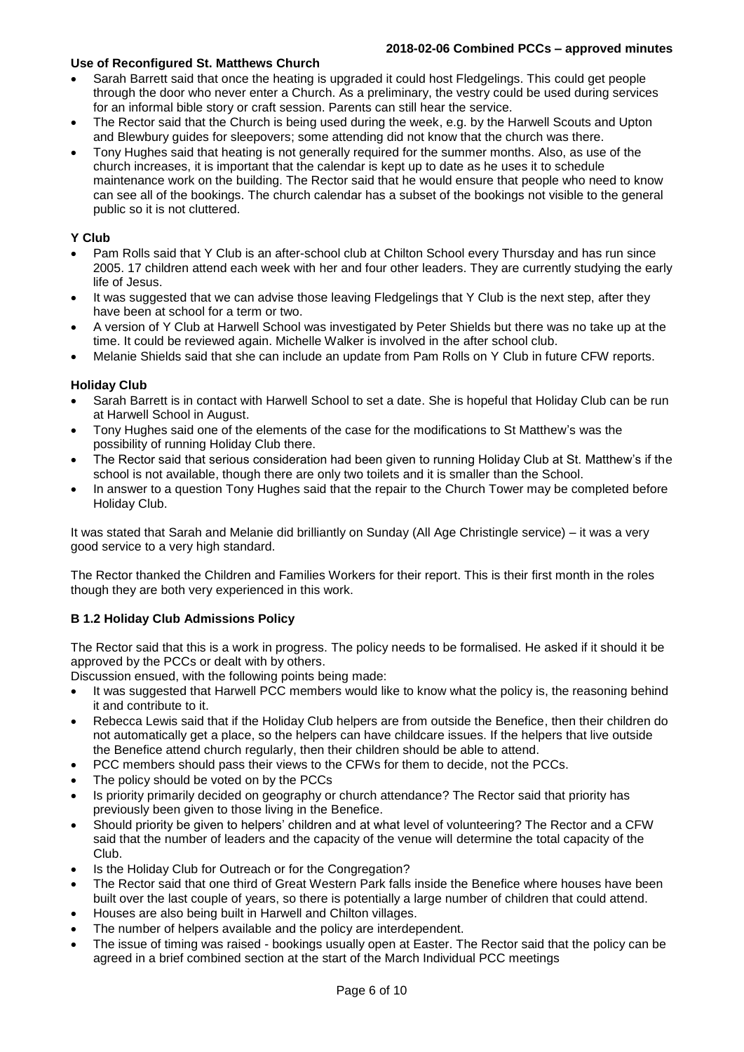**Use of Reconfigured St. Matthews Church**

- Sarah Barrett said that once the heating is upgraded it could host Fledgelings. This could get people through the door who never enter a Church. As a preliminary, the vestry could be used during services for an informal bible story or craft session. Parents can still hear the service.
- The Rector said that the Church is being used during the week, e.g. by the Harwell Scouts and Upton and Blewbury guides for sleepovers; some attending did not know that the church was there.
- Tony Hughes said that heating is not generally required for the summer months. Also, as use of the church increases, it is important that the calendar is kept up to date as he uses it to schedule maintenance work on the building. The Rector said that he would ensure that people who need to know can see all of the bookings. The church calendar has a subset of the bookings not visible to the general public so it is not cluttered.

**Y Club**

- Pam Rolls said that Y Club is an after-school club at Chilton School every Thursday and has run since 2005. 17 children attend each week with her and four other leaders. They are currently studying the early life of Jesus.
- It was suggested that we can advise those leaving Fledgelings that Y Club is the next step, after they have been at school for a term or two.
- A version of Y Club at Harwell School was investigated by Peter Shields but there was no take up at the time. It could be reviewed again. Michelle Walker is involved in the after school club.
- Melanie Shields said that she can include an update from Pam Rolls on Y Club in future CFW reports.

**Holiday Club**

- Sarah Barrett is in contact with Harwell School to set a date. She is hopeful that Holiday Club can be run at Harwell School in August.
- Tony Hughes said one of the elements of the case for the modifications to St Matthew's was the possibility of running Holiday Club there.
- The Rector said that serious consideration had been given to running Holiday Club at St. Matthew's if the school is not available, though there are only two toilets and it is smaller than the School.
- In answer to a question Tony Hughes said that the repair to the Church Tower may be completed before Holiday Club.

It was stated that Sarah and Melanie did brilliantly on Sunday (All Age Christingle service) – it was a very good service to a very high standard.

The Rector thanked the Children and Families Workers for their report. This is their first month in the roles though they are both very experienced in this work.

**B 1.2 Holiday Club Admissions Policy**

The Rector said that this is a work in progress. The policy needs to be formalised. He asked if it should it be approved by the PCCs or dealt with by others.

Discussion ensued, with the following points being made:

- It was suggested that Harwell PCC members would like to know what the policy is, the reasoning behind it and contribute to it.
- Rebecca Lewis said that if the Holiday Club helpers are from outside the Benefice, then their children do not automatically get a place, so the helpers can have childcare issues. If the helpers that live outside the Benefice attend church regularly, then their children should be able to attend.
- PCC members should pass their views to the CFWs for them to decide, not the PCCs.
- The policy should be voted on by the PCCs
- Is priority primarily decided on geography or church attendance? The Rector said that priority has previously been given to those living in the Benefice.
- Should priority be given to helpers' children and at what level of volunteering? The Rector and a CFW said that the number of leaders and the capacity of the venue will determine the total capacity of the Club.
- Is the Holiday Club for Outreach or for the Congregation?
- The Rector said that one third of Great Western Park falls inside the Benefice where houses have been built over the last couple of years, so there is potentially a large number of children that could attend.
- Houses are also being built in Harwell and Chilton villages.
- The number of helpers available and the policy are interdependent.
- The issue of timing was raised - bookings usually open at Easter. The Rector said that the policy can be agreed in a brief combined section at the start of the March Individual PCC meetings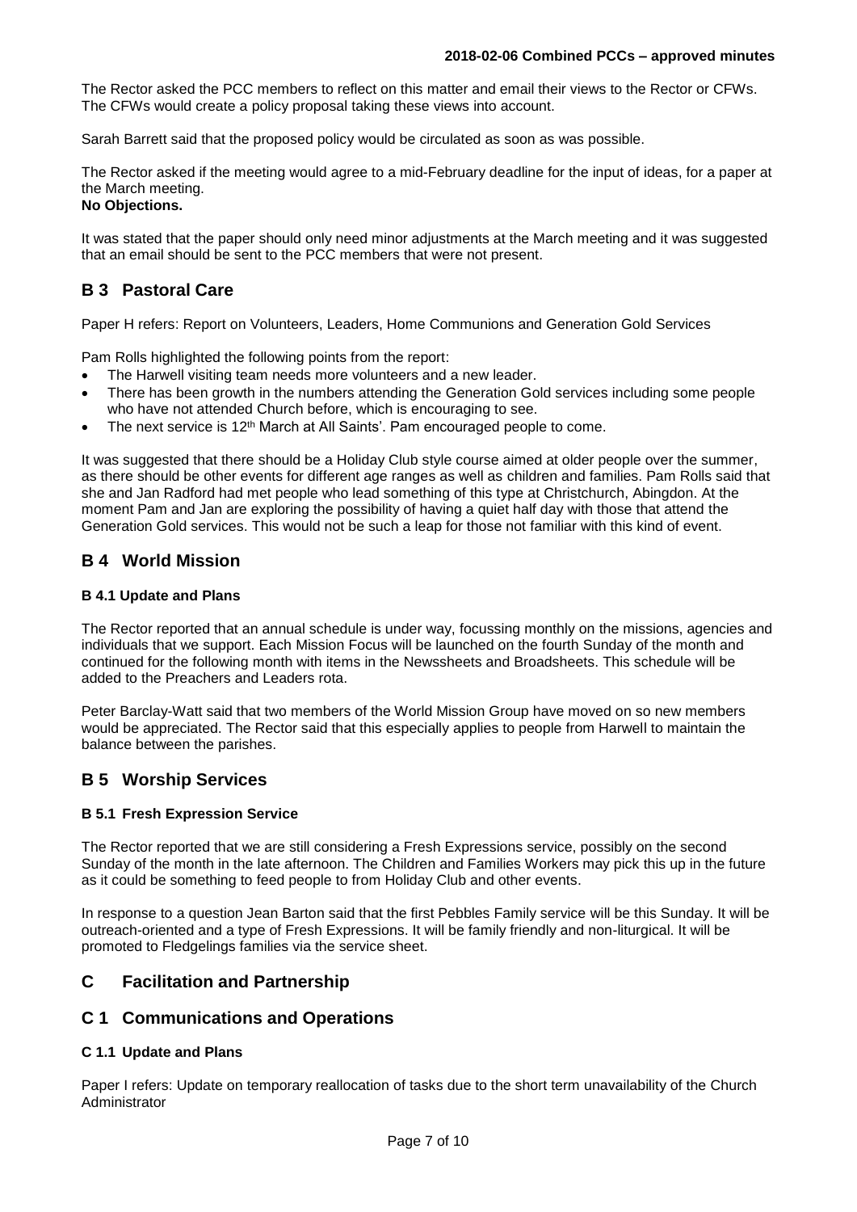The Rector asked the PCC members to reflect on this matter and email their views to the Rector or CFWs. The CFWs would create a policy proposal taking these views into account.

Sarah Barrett said that the proposed policy would be circulated as soon as was possible.

The Rector asked if the meeting would agree to a mid-February deadline for the input of ideas, for a paper at the March meeting.
**No Objections.**

It was stated that the paper should only need minor adjustments at the March meeting and it was suggested that an email should be sent to the PCC members that were not present.

## B 3 Pastoral Care

Paper H refers: Report on Volunteers, Leaders, Home Communions and Generation Gold Services

Pam Rolls highlighted the following points from the report:

- The Harwell visiting team needs more volunteers and a new leader.
- There has been growth in the numbers attending the Generation Gold services including some people who have not attended Church before, which is encouraging to see.
- The next service is 12th March at All Saints'. Pam encouraged people to come.

It was suggested that there should be a Holiday Club style course aimed at older people over the summer, as there should be other events for different age ranges as well as children and families. Pam Rolls said that she and Jan Radford had met people who lead something of this type at Christchurch, Abingdon. At the moment Pam and Jan are exploring the possibility of having a quiet half day with those that attend the Generation Gold services. This would not be such a leap for those not familiar with this kind of event.

## B 4 World Mission

### B 4.1 Update and Plans

The Rector reported that an annual schedule is under way, focussing monthly on the missions, agencies and individuals that we support. Each Mission Focus will be launched on the fourth Sunday of the month and continued for the following month with items in the Newssheets and Broadsheets. This schedule will be added to the Preachers and Leaders rota.

Peter Barclay-Watt said that two members of the World Mission Group have moved on so new members would be appreciated. The Rector said that this especially applies to people from Harwell to maintain the balance between the parishes.

## B 5 Worship Services

### B 5.1 Fresh Expression Service

The Rector reported that we are still considering a Fresh Expressions service, possibly on the second Sunday of the month in the late afternoon. The Children and Families Workers may pick this up in the future as it could be something to feed people to from Holiday Club and other events.

In response to a question Jean Barton said that the first Pebbles Family service will be this Sunday. It will be outreach-oriented and a type of Fresh Expressions. It will be family friendly and non-liturgical. It will be promoted to Fledgelings families via the service sheet.

# C Facilitation and Partnership

## C 1 Communications and Operations

### C 1.1 Update and Plans

Paper I refers: Update on temporary reallocation of tasks due to the short term unavailability of the Church Administrator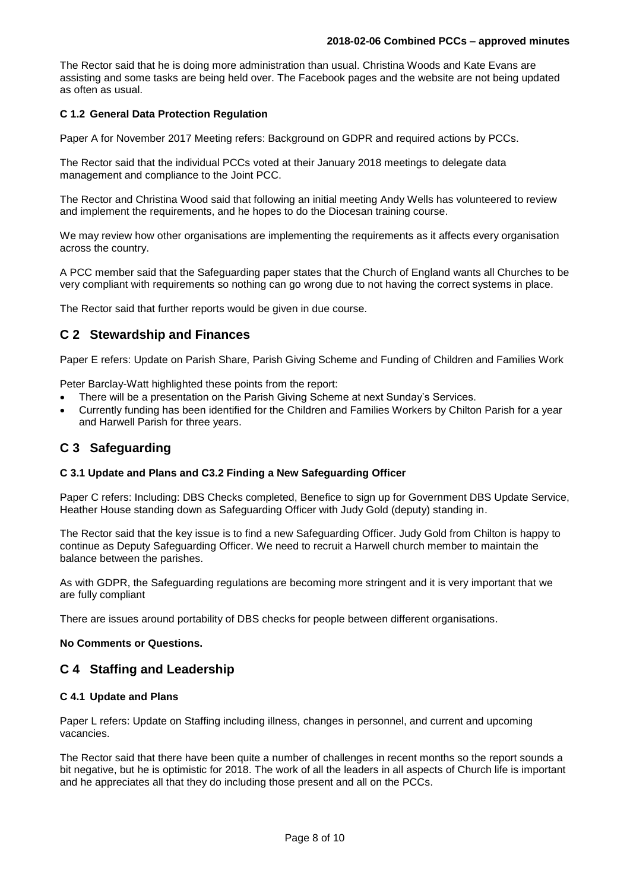The Rector said that he is doing more administration than usual. Christina Woods and Kate Evans are assisting and some tasks are being held over. The Facebook pages and the website are not being updated as often as usual.

#### C 1.2 General Data Protection Regulation

Paper A for November 2017 Meeting refers: Background on GDPR and required actions by PCCs.

The Rector said that the individual PCCs voted at their January 2018 meetings to delegate data management and compliance to the Joint PCC.

The Rector and Christina Wood said that following an initial meeting Andy Wells has volunteered to review and implement the requirements, and he hopes to do the Diocesan training course.

We may review how other organisations are implementing the requirements as it affects every organisation across the country.

A PCC member said that the Safeguarding paper states that the Church of England wants all Churches to be very compliant with requirements so nothing can go wrong due to not having the correct systems in place.

The Rector said that further reports would be given in due course.

## C 2 Stewardship and Finances

Paper E refers: Update on Parish Share, Parish Giving Scheme and Funding of Children and Families Work

Peter Barclay-Watt highlighted these points from the report:

- There will be a presentation on the Parish Giving Scheme at next Sunday's Services.
- Currently funding has been identified for the Children and Families Workers by Chilton Parish for a year and Harwell Parish for three years.

## C 3 Safeguarding

#### C 3.1 Update and Plans and C3.2 Finding a New Safeguarding Officer

Paper C refers: Including: DBS Checks completed, Benefice to sign up for Government DBS Update Service, Heather House standing down as Safeguarding Officer with Judy Gold (deputy) standing in.

The Rector said that the key issue is to find a new Safeguarding Officer. Judy Gold from Chilton is happy to continue as Deputy Safeguarding Officer. We need to recruit a Harwell church member to maintain the balance between the parishes.

As with GDPR, the Safeguarding regulations are becoming more stringent and it is very important that we are fully compliant

There are issues around portability of DBS checks for people between different organisations.

**No Comments or Questions.**

## C 4 Staffing and Leadership

#### C 4.1 Update and Plans

Paper L refers: Update on Staffing including illness, changes in personnel, and current and upcoming vacancies.

The Rector said that there have been quite a number of challenges in recent months so the report sounds a bit negative, but he is optimistic for 2018. The work of all the leaders in all aspects of Church life is important and he appreciates all that they do including those present and all on the PCCs.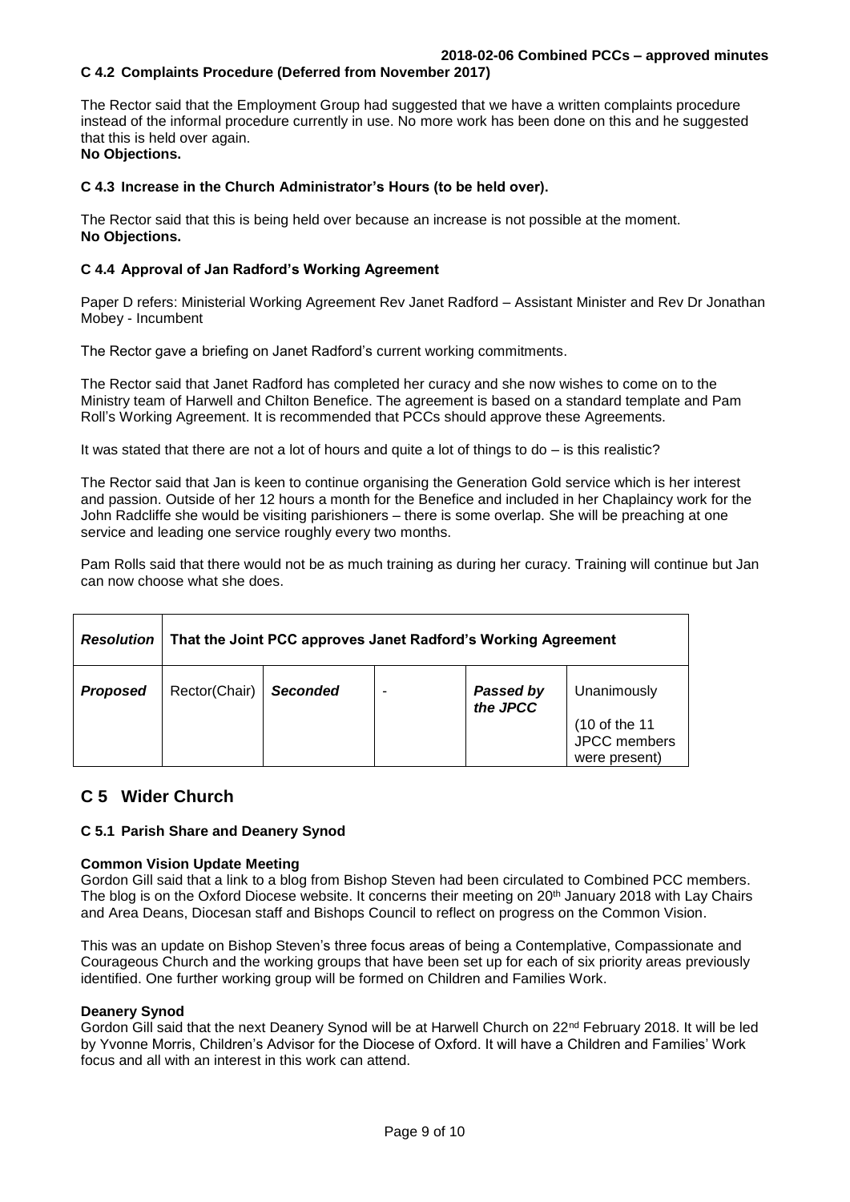**C 4.2 Complaints Procedure (Deferred from November 2017)**

The Rector said that the Employment Group had suggested that we have a written complaints procedure instead of the informal procedure currently in use. No more work has been done on this and he suggested that this is held over again.
**No Objections.**

**C 4.3 Increase in the Church Administrator's Hours (to be held over).**

The Rector said that this is being held over because an increase is not possible at the moment.
**No Objections.**

**C 4.4 Approval of Jan Radford's Working Agreement**

Paper D refers: Ministerial Working Agreement Rev Janet Radford – Assistant Minister and Rev Dr Jonathan Mobey - Incumbent

The Rector gave a briefing on Janet Radford's current working commitments.

The Rector said that Janet Radford has completed her curacy and she now wishes to come on to the Ministry team of Harwell and Chilton Benefice. The agreement is based on a standard template and Pam Roll's Working Agreement. It is recommended that PCCs should approve these Agreements.

It was stated that there are not a lot of hours and quite a lot of things to do – is this realistic?

The Rector said that Jan is keen to continue organising the Generation Gold service which is her interest and passion. Outside of her 12 hours a month for the Benefice and included in her Chaplaincy work for the John Radcliffe she would be visiting parishioners – there is some overlap. She will be preaching at one service and leading one service roughly every two months.

Pam Rolls said that there would not be as much training as during her curacy. Training will continue but Jan can now choose what she does.

| ***Resolution*** | **That the Joint PCC approves Janet Radford's Working Agreement** | | | | |
|---|---|---|---|---|---|
| ***Proposed*** | Rector(Chair) | ***Seconded*** | - | ***Passed by the JPCC*** | Unanimously (10 of the 11 JPCC members were present) |

## C 5 Wider Church

**C 5.1 Parish Share and Deanery Synod**

**Common Vision Update Meeting**
Gordon Gill said that a link to a blog from Bishop Steven had been circulated to Combined PCC members. The blog is on the Oxford Diocese website. It concerns their meeting on 20th January 2018 with Lay Chairs and Area Deans, Diocesan staff and Bishops Council to reflect on progress on the Common Vision.

This was an update on Bishop Steven's three focus areas of being a Contemplative, Compassionate and Courageous Church and the working groups that have been set up for each of six priority areas previously identified. One further working group will be formed on Children and Families Work.

**Deanery Synod**
Gordon Gill said that the next Deanery Synod will be at Harwell Church on 22nd February 2018. It will be led by Yvonne Morris, Children's Advisor for the Diocese of Oxford. It will have a Children and Families' Work focus and all with an interest in this work can attend.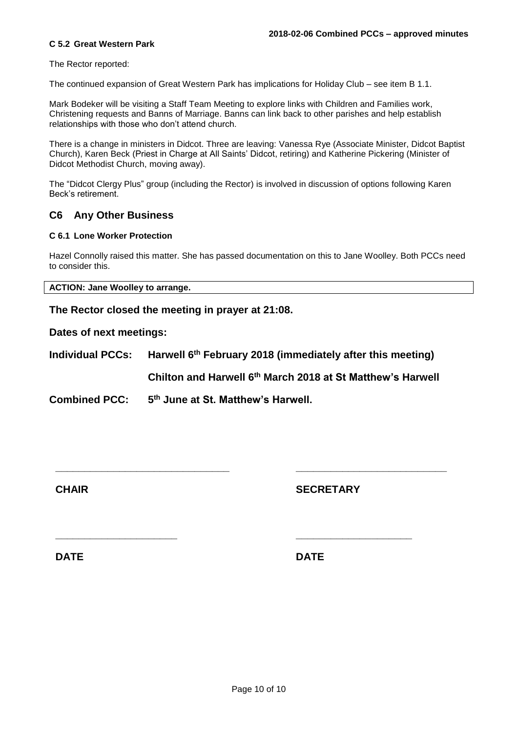#### C 5.2 Great Western Park

The Rector reported:

The continued expansion of Great Western Park has implications for Holiday Club – see item B 1.1.

Mark Bodeker will be visiting a Staff Team Meeting to explore links with Children and Families work, Christening requests and Banns of Marriage. Banns can link back to other parishes and help establish relationships with those who don't attend church.

There is a change in ministers in Didcot. Three are leaving: Vanessa Rye (Associate Minister, Didcot Baptist Church), Karen Beck (Priest in Charge at All Saints' Didcot, retiring) and Katherine Pickering (Minister of Didcot Methodist Church, moving away).

The "Didcot Clergy Plus" group (including the Rector) is involved in discussion of options following Karen Beck's retirement.

## C6 Any Other Business

#### C 6.1 Lone Worker Protection

Hazel Connolly raised this matter. She has passed documentation on this to Jane Woolley. Both PCCs need to consider this.

**ACTION: Jane Woolley to arrange.**

**The Rector closed the meeting in prayer at 21:08.**

**Dates of next meetings:**

**Individual PCCs:** **Harwell 6th February 2018 (immediately after this meeting)**

**Chilton and Harwell 6th March 2018 at St Matthew's Harwell**

**Combined PCC:** **5th June at St. Matthew's Harwell.**

\_\_\_\_\_\_\_\_\_\_\_\_\_\_\_\_\_\_\_\_\_\_\_\_\_\_\_\_\_\_\_\_ \_\_\_\_\_\_\_\_\_\_\_\_\_\_\_\_\_\_\_\_\_\_\_\_\_\_\_\_

**CHAIR** **SECRETARY**

\_\_\_\_\_\_\_\_\_\_\_\_\_\_\_\_\_\_\_\_\_\_ \_\_\_\_\_\_\_\_\_\_\_\_\_\_\_\_\_\_\_\_\_

**DATE** **DATE**